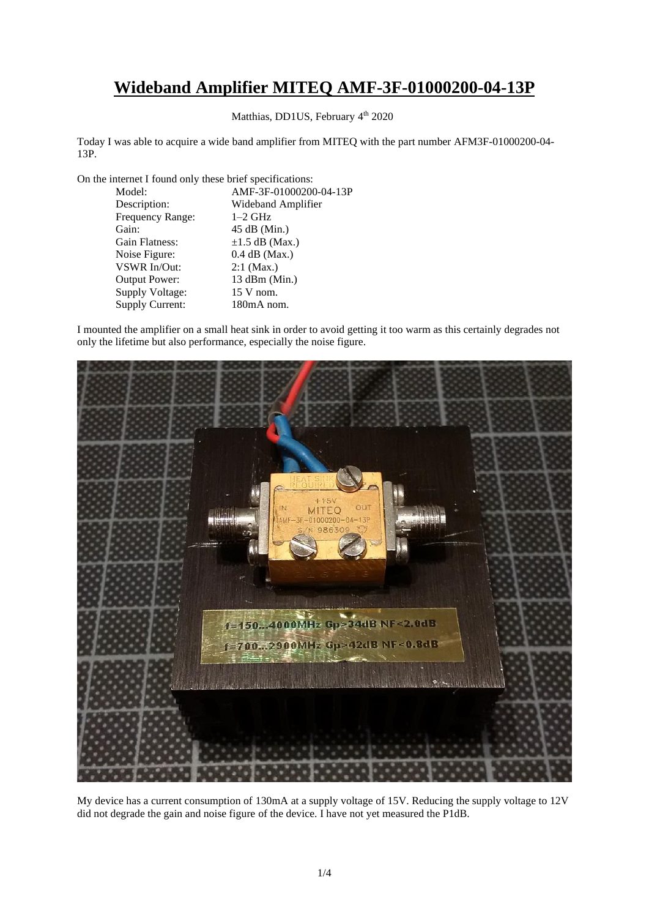// Wideband Amplifier MITEQ AMF-3F-01000200-04-13P

# Wideband Amplifier MITEQ AMF-3F-01000200-04-13P

Matthias, DD1US, February 4th 2020

Today I was able to acquire a wide band amplifier from MITEQ with the part number AFM3F-01000200-04-13P.

On the internet I found only these brief specifications:

| | |
|---|---|
| Model: | AMF-3F-01000200-04-13P |
| Description: | Wideband Amplifier |
| Frequency Range: | 1–2 GHz |
| Gain: | 45 dB (Min.) |
| Gain Flatness: | ±1.5 dB (Max.) |
| Noise Figure: | 0.4 dB (Max.) |
| VSWR In/Out: | 2:1 (Max.) |
| Output Power: | 13 dBm (Min.) |
| Supply Voltage: | 15 V nom. |
| Supply Current: | 180mA nom. |

I mounted the amplifier on a small heat sink in order to avoid getting it too warm as this certainly degrades not only the lifetime but also performance, especially the noise figure.

My device has a current consumption of 130mA at a supply voltage of 15V. Reducing the supply voltage to 12V did not degrade the gain and noise figure of the device. I have not yet measured the P1dB.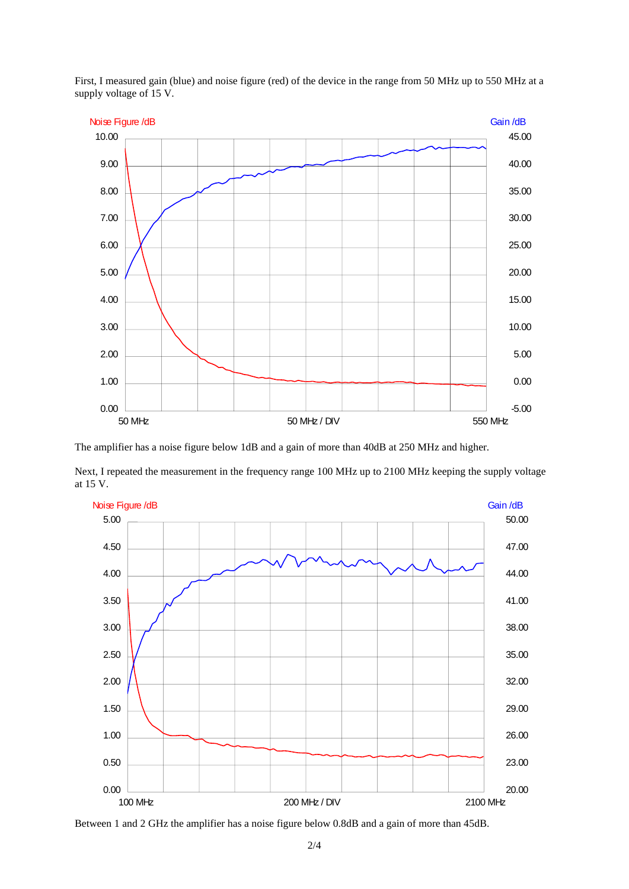First, I measured gain (blue) and noise figure (red) of the device in the range from 50 MHz up to 550 MHz at a supply voltage of 15 V.

The amplifier has a noise figure below 1dB and a gain of more than 40dB at 250 MHz and higher.

Next, I repeated the measurement in the frequency range 100 MHz up to 2100 MHz keeping the supply voltage at 15 V.

Between 1 and 2 GHz the amplifier has a noise figure below 0.8dB and a gain of more than 45dB.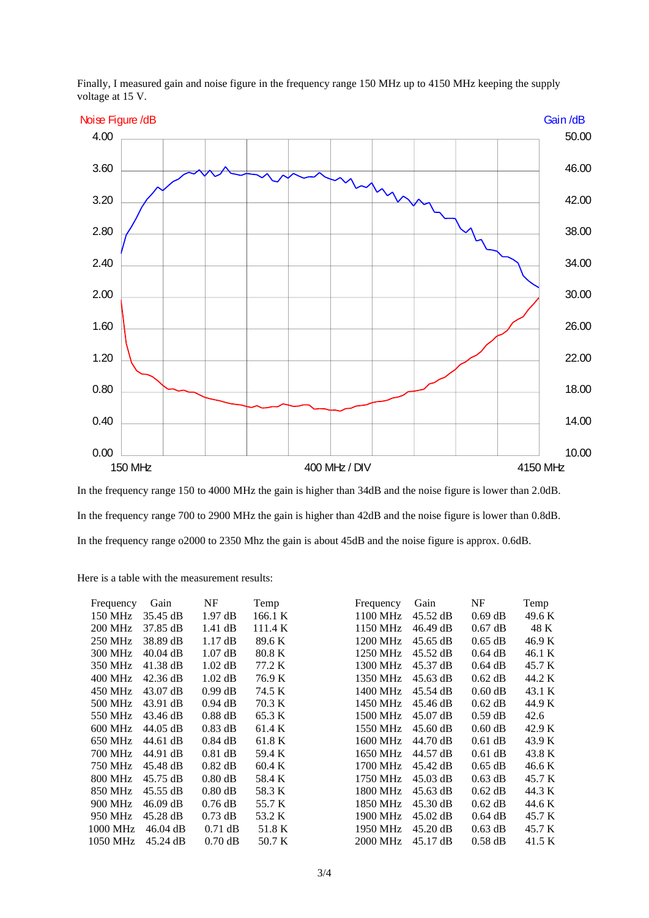Finally, I measured gain and noise figure in the frequency range 150 MHz up to 4150 MHz keeping the supply voltage at 15 V.

In the frequency range 150 to 4000 MHz the gain is higher than 34dB and the noise figure is lower than 2.0dB.

In the frequency range 700 to 2900 MHz the gain is higher than 42dB and the noise figure is lower than 0.8dB.

In the frequency range o2000 to 2350 Mhz the gain is about 45dB and the noise figure is approx. 0.6dB.

Here is a table with the measurement results:

| Frequency | Gain | NF | Temp |
|---|---|---|---|
| 150 MHz | 35.45 dB | 1.97 dB | 166.1 K |
| 200 MHz | 37.85 dB | 1.41 dB | 111.4 K |
| 250 MHz | 38.89 dB | 1.17 dB | 89.6 K |
| 300 MHz | 40.04 dB | 1.07 dB | 80.8 K |
| 350 MHz | 41.38 dB | 1.02 dB | 77.2 K |
| 400 MHz | 42.36 dB | 1.02 dB | 76.9 K |
| 450 MHz | 43.07 dB | 0.99 dB | 74.5 K |
| 500 MHz | 43.91 dB | 0.94 dB | 70.3 K |
| 550 MHz | 43.46 dB | 0.88 dB | 65.3 K |
| 600 MHz | 44.05 dB | 0.83 dB | 61.4 K |
| 650 MHz | 44.61 dB | 0.84 dB | 61.8 K |
| 700 MHz | 44.91 dB | 0.81 dB | 59.4 K |
| 750 MHz | 45.48 dB | 0.82 dB | 60.4 K |
| 800 MHz | 45.75 dB | 0.80 dB | 58.4 K |
| 850 MHz | 45.55 dB | 0.80 dB | 58.3 K |
| 900 MHz | 46.09 dB | 0.76 dB | 55.7 K |
| 950 MHz | 45.28 dB | 0.73 dB | 53.2 K |
| 1000 MHz | 46.04 dB | 0.71 dB | 51.8 K |
| 1050 MHz | 45.24 dB | 0.70 dB | 50.7 K |
| 1100 MHz | 45.52 dB | 0.69 dB | 49.6 K |
| 1150 MHz | 46.49 dB | 0.67 dB | 48 K |
| 1200 MHz | 45.65 dB | 0.65 dB | 46.9 K |
| 1250 MHz | 45.52 dB | 0.64 dB | 46.1 K |
| 1300 MHz | 45.37 dB | 0.64 dB | 45.7 K |
| 1350 MHz | 45.63 dB | 0.62 dB | 44.2 K |
| 1400 MHz | 45.54 dB | 0.60 dB | 43.1 K |
| 1450 MHz | 45.46 dB | 0.62 dB | 44.9 K |
| 1500 MHz | 45.07 dB | 0.59 dB | 42.6 |
| 1550 MHz | 45.60 dB | 0.60 dB | 42.9 K |
| 1600 MHz | 44.70 dB | 0.61 dB | 43.9 K |
| 1650 MHz | 44.57 dB | 0.61 dB | 43.8 K |
| 1700 MHz | 45.42 dB | 0.65 dB | 46.6 K |
| 1750 MHz | 45.03 dB | 0.63 dB | 45.7 K |
| 1800 MHz | 45.63 dB | 0.62 dB | 44.3 K |
| 1850 MHz | 45.30 dB | 0.62 dB | 44.6 K |
| 1900 MHz | 45.02 dB | 0.64 dB | 45.7 K |
| 1950 MHz | 45.20 dB | 0.63 dB | 45.7 K |
| 2000 MHz | 45.17 dB | 0.58 dB | 41.5 K |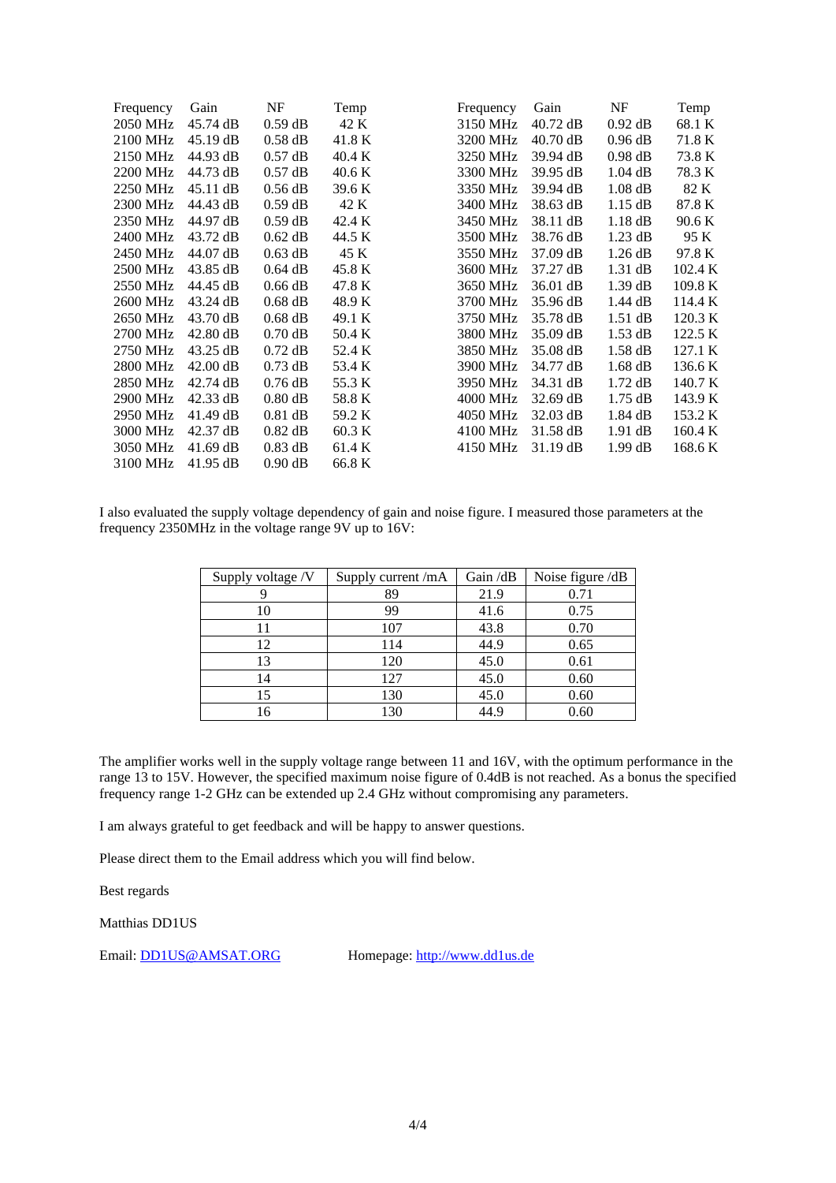| Frequency | Gain | NF | Temp |
|---|---|---|---|
| 2050 MHz | 45.74 dB | 0.59 dB | 42 K |
| 2100 MHz | 45.19 dB | 0.58 dB | 41.8 K |
| 2150 MHz | 44.93 dB | 0.57 dB | 40.4 K |
| 2200 MHz | 44.73 dB | 0.57 dB | 40.6 K |
| 2250 MHz | 45.11 dB | 0.56 dB | 39.6 K |
| 2300 MHz | 44.43 dB | 0.59 dB | 42 K |
| 2350 MHz | 44.97 dB | 0.59 dB | 42.4 K |
| 2400 MHz | 43.72 dB | 0.62 dB | 44.5 K |
| 2450 MHz | 44.07 dB | 0.63 dB | 45 K |
| 2500 MHz | 43.85 dB | 0.64 dB | 45.8 K |
| 2550 MHz | 44.45 dB | 0.66 dB | 47.8 K |
| 2600 MHz | 43.24 dB | 0.68 dB | 48.9 K |
| 2650 MHz | 43.70 dB | 0.68 dB | 49.1 K |
| 2700 MHz | 42.80 dB | 0.70 dB | 50.4 K |
| 2750 MHz | 43.25 dB | 0.72 dB | 52.4 K |
| 2800 MHz | 42.00 dB | 0.73 dB | 53.4 K |
| 2850 MHz | 42.74 dB | 0.76 dB | 55.3 K |
| 2900 MHz | 42.33 dB | 0.80 dB | 58.8 K |
| 2950 MHz | 41.49 dB | 0.81 dB | 59.2 K |
| 3000 MHz | 42.37 dB | 0.82 dB | 60.3 K |
| 3050 MHz | 41.69 dB | 0.83 dB | 61.4 K |
| 3100 MHz | 41.95 dB | 0.90 dB | 66.8 K |
| 3150 MHz | 40.72 dB | 0.92 dB | 68.1 K |
| 3200 MHz | 40.70 dB | 0.96 dB | 71.8 K |
| 3250 MHz | 39.94 dB | 0.98 dB | 73.8 K |
| 3300 MHz | 39.95 dB | 1.04 dB | 78.3 K |
| 3350 MHz | 39.94 dB | 1.08 dB | 82 K |
| 3400 MHz | 38.63 dB | 1.15 dB | 87.8 K |
| 3450 MHz | 38.11 dB | 1.18 dB | 90.6 K |
| 3500 MHz | 38.76 dB | 1.23 dB | 95 K |
| 3550 MHz | 37.09 dB | 1.26 dB | 97.8 K |
| 3600 MHz | 37.27 dB | 1.31 dB | 102.4 K |
| 3650 MHz | 36.01 dB | 1.39 dB | 109.8 K |
| 3700 MHz | 35.96 dB | 1.44 dB | 114.4 K |
| 3750 MHz | 35.78 dB | 1.51 dB | 120.3 K |
| 3800 MHz | 35.09 dB | 1.53 dB | 122.5 K |
| 3850 MHz | 35.08 dB | 1.58 dB | 127.1 K |
| 3900 MHz | 34.77 dB | 1.68 dB | 136.6 K |
| 3950 MHz | 34.31 dB | 1.72 dB | 140.7 K |
| 4000 MHz | 32.69 dB | 1.75 dB | 143.9 K |
| 4050 MHz | 32.03 dB | 1.84 dB | 153.2 K |
| 4100 MHz | 31.58 dB | 1.91 dB | 160.4 K |
| 4150 MHz | 31.19 dB | 1.99 dB | 168.6 K |

I also evaluated the supply voltage dependency of gain and noise figure. I measured those parameters at the frequency 2350MHz in the voltage range 9V up to 16V:

| Supply voltage /V | Supply current /mA | Gain /dB | Noise figure /dB |
|---|---|---|---|
| 9 | 89 | 21.9 | 0.71 |
| 10 | 99 | 41.6 | 0.75 |
| 11 | 107 | 43.8 | 0.70 |
| 12 | 114 | 44.9 | 0.65 |
| 13 | 120 | 45.0 | 0.61 |
| 14 | 127 | 45.0 | 0.60 |
| 15 | 130 | 45.0 | 0.60 |
| 16 | 130 | 44.9 | 0.60 |

The amplifier works well in the supply voltage range between 11 and 16V, with the optimum performance in the range 13 to 15V. However, the specified maximum noise figure of 0.4dB is not reached. As a bonus the specified frequency range 1-2 GHz can be extended up 2.4 GHz without compromising any parameters.

I am always grateful to get feedback and will be happy to answer questions.

Please direct them to the Email address which you will find below.

Best regards

Matthias DD1US

Email: DD1US@AMSAT.ORG Homepage: http://www.dd1us.de